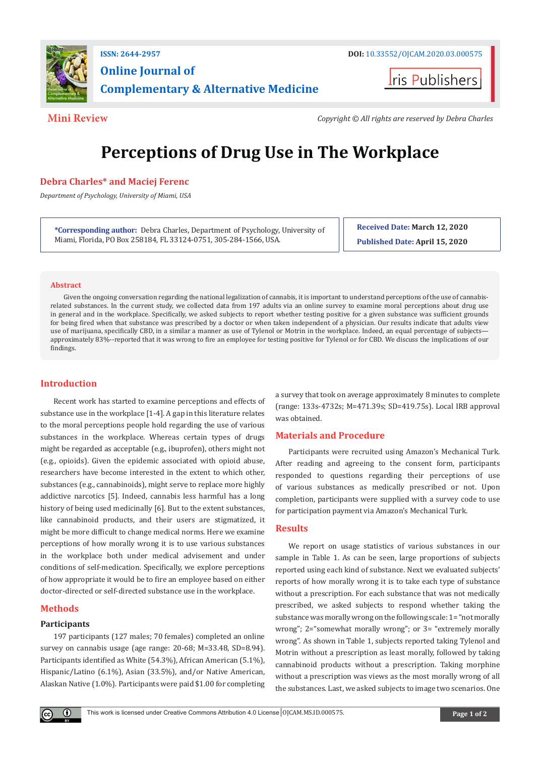ISSN: 2644-2957

DOI: 10.33552/OJCAM.2020.03.000575

**Online Journal of Complementary & Alternative Medicine**

Iris Publishers

**Mini Review**

*Copyright © All rights are reserved by Debra Charles*

# Perceptions of Drug Use in The Workplace

**Debra Charles\* and Maciej Ferenc**

*Department of Psychology, University of Miami, USA*

**\*Corresponding author:** Debra Charles, Department of Psychology, University of Miami, Florida, PO Box 258184, FL 33124-0751, 305-284-1566, USA.

**Received Date:** March 12, 2020

**Published Date:** April 15, 2020

## Abstract

Given the ongoing conversation regarding the national legalization of cannabis, it is important to understand perceptions of the use of cannabis-related substances. In the current study, we collected data from 197 adults via an online survey to examine moral perceptions about drug use in general and in the workplace. Specifically, we asked subjects to report whether testing positive for a given substance was sufficient grounds for being fired when that substance was prescribed by a doctor or when taken independent of a physician. Our results indicate that adults view use of marijuana, specifically CBD, in a similar a manner as use of Tylenol or Motrin in the workplace. Indeed, an equal percentage of subjects—approximately 83%--reported that it was wrong to fire an employee for testing positive for Tylenol or for CBD. We discuss the implications of our findings.

## Introduction

Recent work has started to examine perceptions and effects of substance use in the workplace [1-4]. A gap in this literature relates to the moral perceptions people hold regarding the use of various substances in the workplace. Whereas certain types of drugs might be regarded as acceptable (e.g., ibuprofen), others might not (e.g., opioids). Given the epidemic associated with opioid abuse, researchers have become interested in the extent to which other, substances (e.g., cannabinoids), might serve to replace more highly addictive narcotics [5]. Indeed, cannabis less harmful has a long history of being used medicinally [6]. But to the extent substances, like cannabinoid products, and their users are stigmatized, it might be more difficult to change medical norms. Here we examine perceptions of how morally wrong it is to use various substances in the workplace both under medical advisement and under conditions of self-medication. Specifically, we explore perceptions of how appropriate it would be to fire an employee based on either doctor-directed or self-directed substance use in the workplace.

## Methods

### Participants

197 participants (127 males; 70 females) completed an online survey on cannabis usage (age range: 20-68; M=33.48, SD=8.94). Participants identified as White (54.3%), African American (5.1%), Hispanic/Latino (6.1%), Asian (33.5%), and/or Native American, Alaskan Native (1.0%). Participants were paid $1.00 for completing a survey that took on average approximately 8 minutes to complete (range: 133s-4732s; M=471.39s; SD=419.75s). Local IRB approval was obtained.

## Materials and Procedure

Participants were recruited using Amazon's Mechanical Turk. After reading and agreeing to the consent form, participants responded to questions regarding their perceptions of use of various substances as medically prescribed or not. Upon completion, participants were supplied with a survey code to use for participation payment via Amazon's Mechanical Turk.

## Results

We report on usage statistics of various substances in our sample in Table 1. As can be seen, large proportions of subjects reported using each kind of substance. Next we evaluated subjects' reports of how morally wrong it is to take each type of substance without a prescription. For each substance that was not medically prescribed, we asked subjects to respond whether taking the substance was morally wrong on the following scale: 1= "not morally wrong"; 2="somewhat morally wrong"; or 3= "extremely morally wrong". As shown in Table 1, subjects reported taking Tylenol and Motrin without a prescription as least morally, followed by taking cannabinoid products without a prescription. Taking morphine without a prescription was views as the most morally wrong of all the substances. Last, we asked subjects to image two scenarios. One

This work is licensed under Creative Commons Attribution 4.0 License | OJCAM.MS.ID.000575.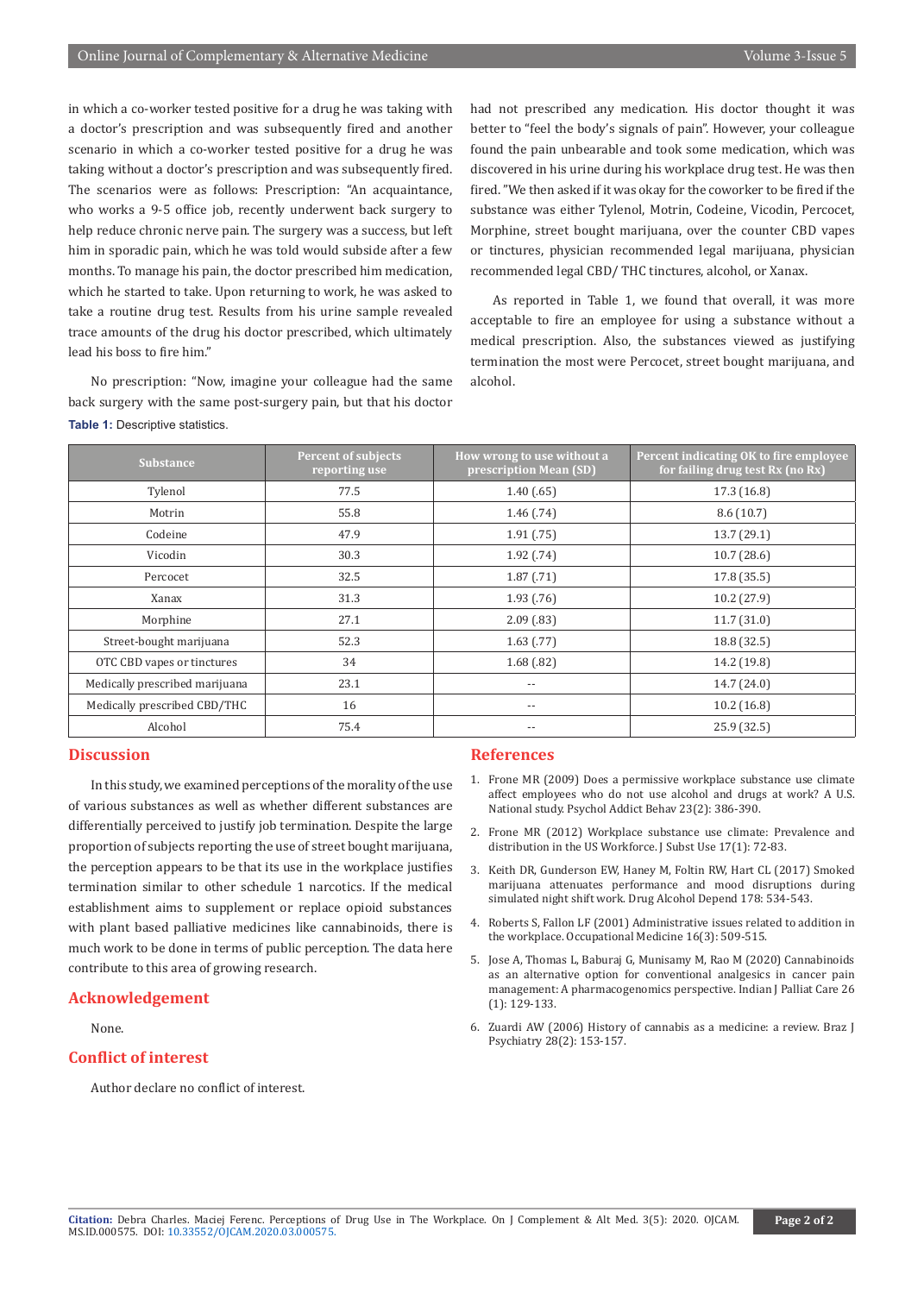in which a co-worker tested positive for a drug he was taking with a doctor's prescription and was subsequently fired and another scenario in which a co-worker tested positive for a drug he was taking without a doctor's prescription and was subsequently fired. The scenarios were as follows: Prescription: "An acquaintance, who works a 9-5 office job, recently underwent back surgery to help reduce chronic nerve pain. The surgery was a success, but left him in sporadic pain, which he was told would subside after a few months. To manage his pain, the doctor prescribed him medication, which he started to take. Upon returning to work, he was asked to take a routine drug test. Results from his urine sample revealed trace amounts of the drug his doctor prescribed, which ultimately lead his boss to fire him."

No prescription: "Now, imagine your colleague had the same back surgery with the same post-surgery pain, but that his doctor had not prescribed any medication. His doctor thought it was better to "feel the body's signals of pain". However, your colleague found the pain unbearable and took some medication, which was discovered in his urine during his workplace drug test. He was then fired. "We then asked if it was okay for the coworker to be fired if the substance was either Tylenol, Motrin, Codeine, Vicodin, Percocet, Morphine, street bought marijuana, over the counter CBD vapes or tinctures, physician recommended legal marijuana, physician recommended legal CBD/ THC tinctures, alcohol, or Xanax.

As reported in Table 1, we found that overall, it was more acceptable to fire an employee for using a substance without a medical prescription. Also, the substances viewed as justifying termination the most were Percocet, street bought marijuana, and alcohol.

**Table 1:** Descriptive statistics.

| Substance | Percent of subjects reporting use | How wrong to use without a prescription Mean (SD) | Percent indicating OK to fire employee for failing drug test Rx (no Rx) |
|---|---|---|---|
| Tylenol | 77.5 | 1.40 (.65) | 17.3 (16.8) |
| Motrin | 55.8 | 1.46 (.74) | 8.6 (10.7) |
| Codeine | 47.9 | 1.91 (.75) | 13.7 (29.1) |
| Vicodin | 30.3 | 1.92 (.74) | 10.7 (28.6) |
| Percocet | 32.5 | 1.87 (.71) | 17.8 (35.5) |
| Xanax | 31.3 | 1.93 (.76) | 10.2 (27.9) |
| Morphine | 27.1 | 2.09 (.83) | 11.7 (31.0) |
| Street-bought marijuana | 52.3 | 1.63 (.77) | 18.8 (32.5) |
| OTC CBD vapes or tinctures | 34 | 1.68 (.82) | 14.2 (19.8) |
| Medically prescribed marijuana | 23.1 | -- | 14.7 (24.0) |
| Medically prescribed CBD/THC | 16 | -- | 10.2 (16.8) |
| Alcohol | 75.4 | -- | 25.9 (32.5) |

## Discussion

In this study, we examined perceptions of the morality of the use of various substances as well as whether different substances are differentially perceived to justify job termination. Despite the large proportion of subjects reporting the use of street bought marijuana, the perception appears to be that its use in the workplace justifies termination similar to other schedule 1 narcotics. If the medical establishment aims to supplement or replace opioid substances with plant based palliative medicines like cannabinoids, there is much work to be done in terms of public perception. The data here contribute to this area of growing research.

## Acknowledgement

None.

## Conflict of interest

Author declare no conflict of interest.

## References

1. Frone MR (2009) Does a permissive workplace substance use climate affect employees who do not use alcohol and drugs at work? A U.S. National study. Psychol Addict Behav 23(2): 386-390.
2. Frone MR (2012) Workplace substance use climate: Prevalence and distribution in the US Workforce. J Subst Use 17(1): 72-83.
3. Keith DR, Gunderson EW, Haney M, Foltin RW, Hart CL (2017) Smoked marijuana attenuates performance and mood disruptions during simulated night shift work. Drug Alcohol Depend 178: 534-543.
4. Roberts S, Fallon LF (2001) Administrative issues related to addition in the workplace. Occupational Medicine 16(3): 509-515.
5. Jose A, Thomas L, Baburaj G, Munisamy M, Rao M (2020) Cannabinoids as an alternative option for conventional analgesics in cancer pain management: A pharmacogenomics perspective. Indian J Palliat Care 26 (1): 129-133.
6. Zuardi AW (2006) History of cannabis as a medicine: a review. Braz J Psychiatry 28(2): 153-157.